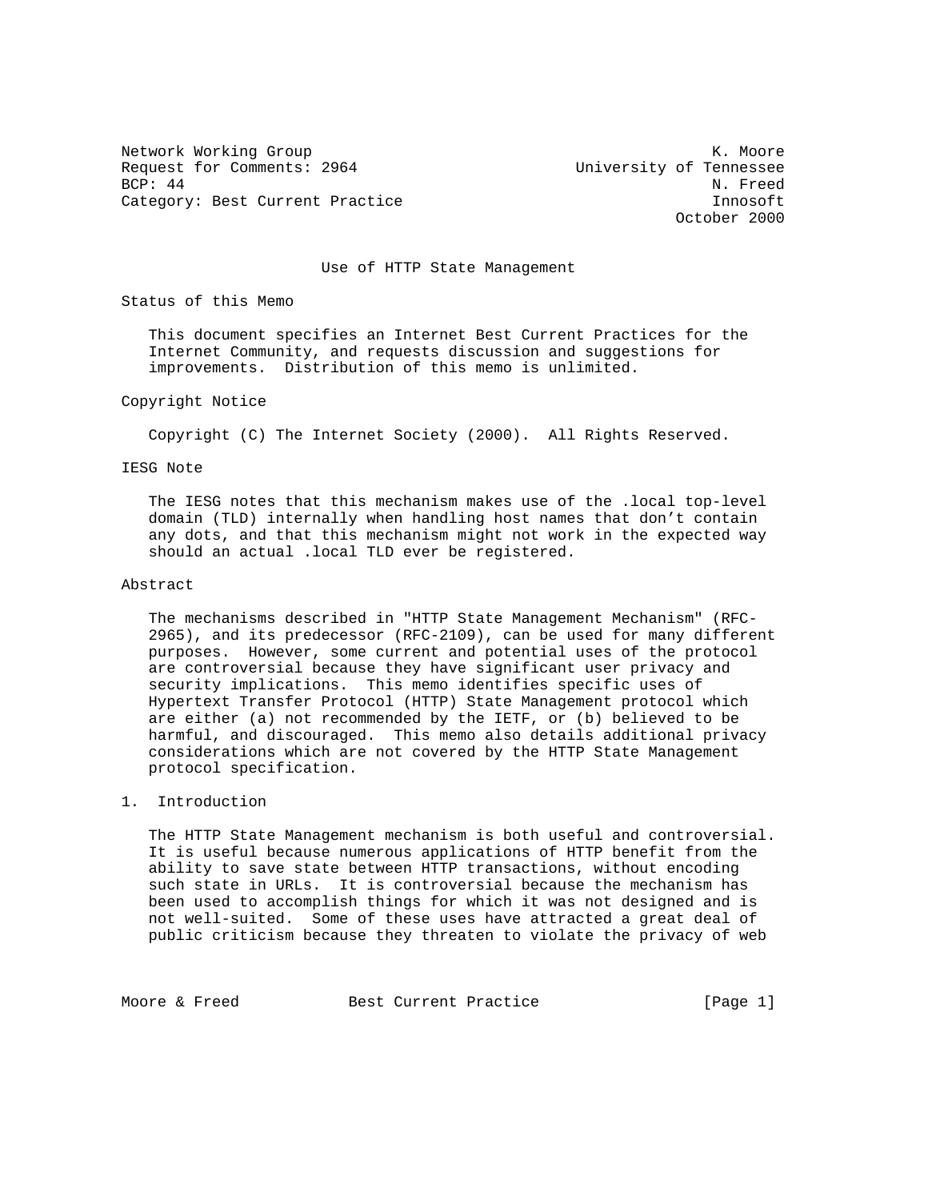Network Working Group K. Moore
Request for Comments: 2964 University of Tennessee
BCP: 44 N. Freed
Category: Best Current Practice Innosoft
October 2000

# Use of HTTP State Management

## Status of this Memo

This document specifies an Internet Best Current Practices for the Internet Community, and requests discussion and suggestions for improvements. Distribution of this memo is unlimited.

## Copyright Notice

Copyright (C) The Internet Society (2000). All Rights Reserved.

## IESG Note

The IESG notes that this mechanism makes use of the .local top-level domain (TLD) internally when handling host names that don't contain any dots, and that this mechanism might not work in the expected way should an actual .local TLD ever be registered.

## Abstract

The mechanisms described in "HTTP State Management Mechanism" (RFC-2965), and its predecessor (RFC-2109), can be used for many different purposes. However, some current and potential uses of the protocol are controversial because they have significant user privacy and security implications. This memo identifies specific uses of Hypertext Transfer Protocol (HTTP) State Management protocol which are either (a) not recommended by the IETF, or (b) believed to be harmful, and discouraged. This memo also details additional privacy considerations which are not covered by the HTTP State Management protocol specification.

## 1. Introduction

The HTTP State Management mechanism is both useful and controversial. It is useful because numerous applications of HTTP benefit from the ability to save state between HTTP transactions, without encoding such state in URLs. It is controversial because the mechanism has been used to accomplish things for which it was not designed and is not well-suited. Some of these uses have attracted a great deal of public criticism because they threaten to violate the privacy of web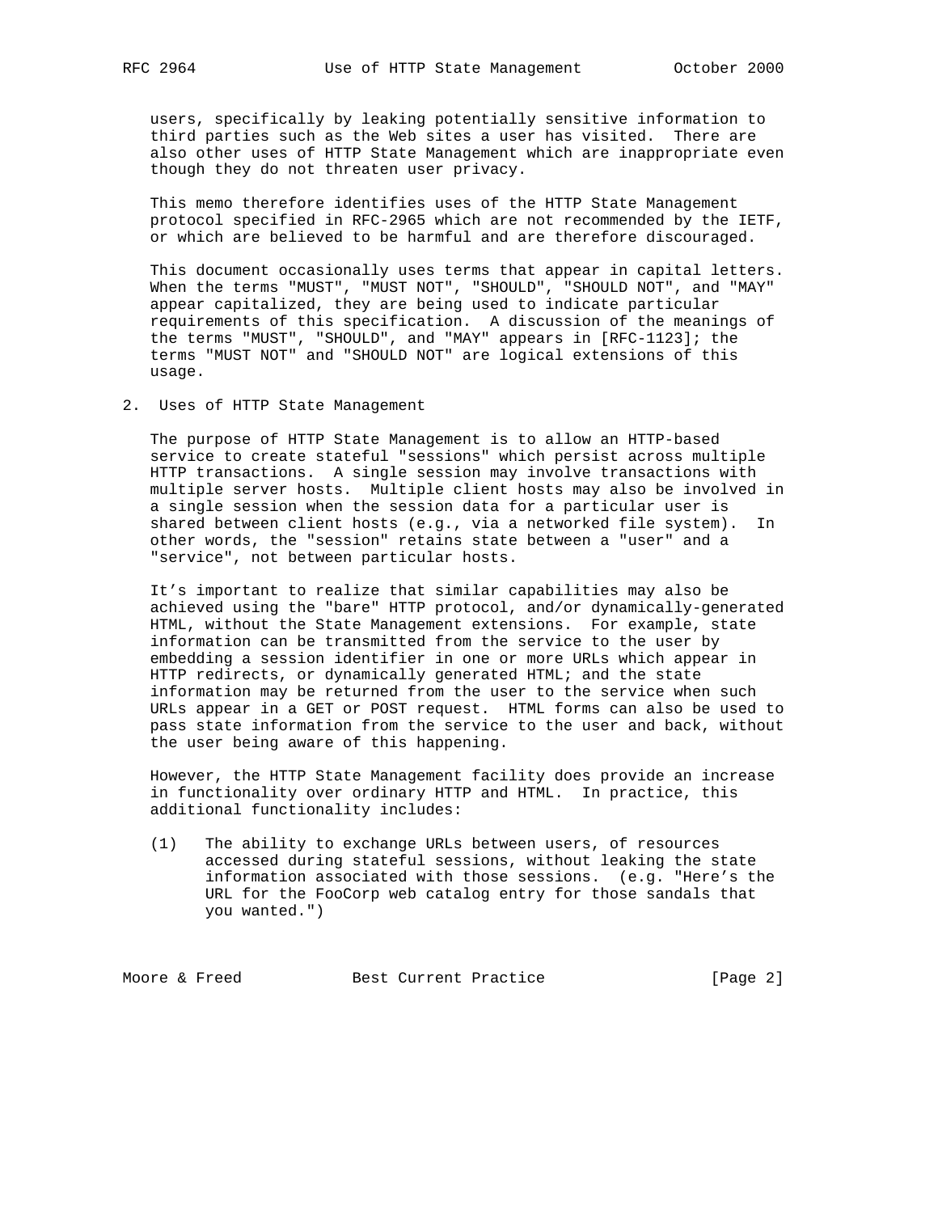users, specifically by leaking potentially sensitive information to third parties such as the Web sites a user has visited. There are also other uses of HTTP State Management which are inappropriate even though they do not threaten user privacy.

This memo therefore identifies uses of the HTTP State Management protocol specified in RFC-2965 which are not recommended by the IETF, or which are believed to be harmful and are therefore discouraged.

This document occasionally uses terms that appear in capital letters. When the terms "MUST", "MUST NOT", "SHOULD", "SHOULD NOT", and "MAY" appear capitalized, they are being used to indicate particular requirements of this specification. A discussion of the meanings of the terms "MUST", "SHOULD", and "MAY" appears in [RFC-1123]; the terms "MUST NOT" and "SHOULD NOT" are logical extensions of this usage.

## 2. Uses of HTTP State Management

The purpose of HTTP State Management is to allow an HTTP-based service to create stateful "sessions" which persist across multiple HTTP transactions. A single session may involve transactions with multiple server hosts. Multiple client hosts may also be involved in a single session when the session data for a particular user is shared between client hosts (e.g., via a networked file system). In other words, the "session" retains state between a "user" and a "service", not between particular hosts.

It's important to realize that similar capabilities may also be achieved using the "bare" HTTP protocol, and/or dynamically-generated HTML, without the State Management extensions. For example, state information can be transmitted from the service to the user by embedding a session identifier in one or more URLs which appear in HTTP redirects, or dynamically generated HTML; and the state information may be returned from the user to the service when such URLs appear in a GET or POST request. HTML forms can also be used to pass state information from the service to the user and back, without the user being aware of this happening.

However, the HTTP State Management facility does provide an increase in functionality over ordinary HTTP and HTML. In practice, this additional functionality includes:

(1) The ability to exchange URLs between users, of resources accessed during stateful sessions, without leaking the state information associated with those sessions. (e.g. "Here's the URL for the FooCorp web catalog entry for those sandals that you wanted.")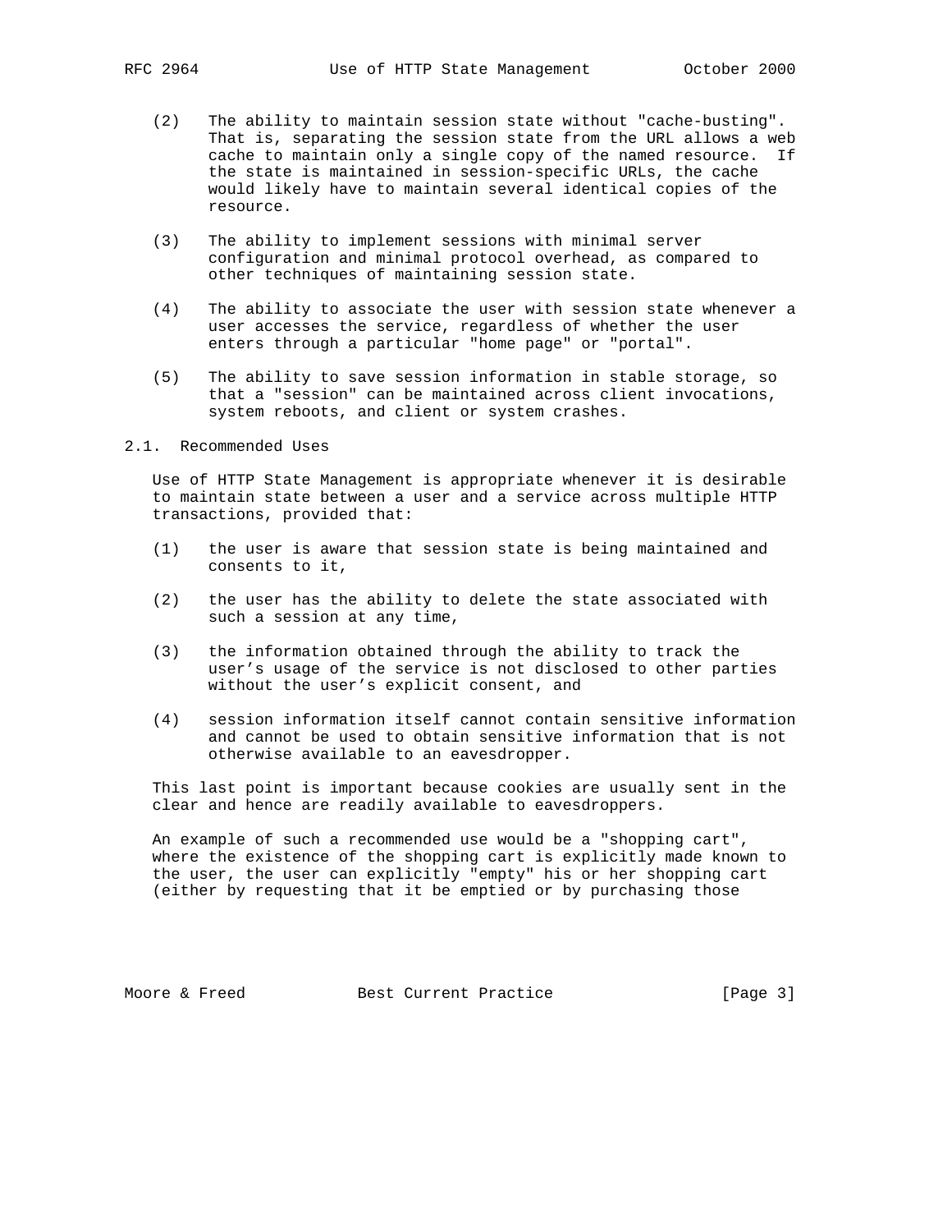(2) The ability to maintain session state without "cache-busting". That is, separating the session state from the URL allows a web cache to maintain only a single copy of the named resource. If the state is maintained in session-specific URLs, the cache would likely have to maintain several identical copies of the resource.

(3) The ability to implement sessions with minimal server configuration and minimal protocol overhead, as compared to other techniques of maintaining session state.

(4) The ability to associate the user with session state whenever a user accesses the service, regardless of whether the user enters through a particular "home page" or "portal".

(5) The ability to save session information in stable storage, so that a "session" can be maintained across client invocations, system reboots, and client or system crashes.

## 2.1. Recommended Uses

Use of HTTP State Management is appropriate whenever it is desirable to maintain state between a user and a service across multiple HTTP transactions, provided that:

(1) the user is aware that session state is being maintained and consents to it,

(2) the user has the ability to delete the state associated with such a session at any time,

(3) the information obtained through the ability to track the user's usage of the service is not disclosed to other parties without the user's explicit consent, and

(4) session information itself cannot contain sensitive information and cannot be used to obtain sensitive information that is not otherwise available to an eavesdropper.

This last point is important because cookies are usually sent in the clear and hence are readily available to eavesdroppers.

An example of such a recommended use would be a "shopping cart", where the existence of the shopping cart is explicitly made known to the user, the user can explicitly "empty" his or her shopping cart (either by requesting that it be emptied or by purchasing those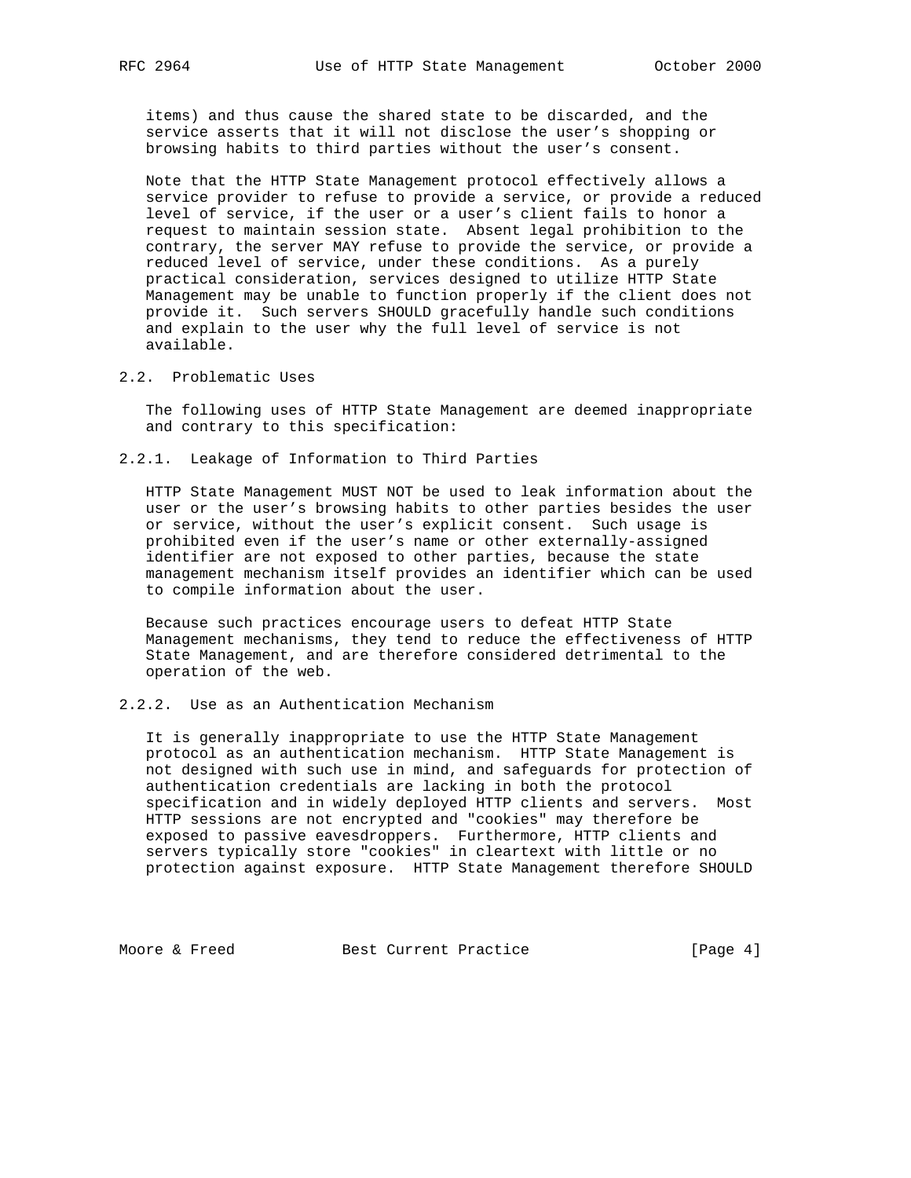items) and thus cause the shared state to be discarded, and the service asserts that it will not disclose the user's shopping or browsing habits to third parties without the user's consent.

Note that the HTTP State Management protocol effectively allows a service provider to refuse to provide a service, or provide a reduced level of service, if the user or a user's client fails to honor a request to maintain session state. Absent legal prohibition to the contrary, the server MAY refuse to provide the service, or provide a reduced level of service, under these conditions. As a purely practical consideration, services designed to utilize HTTP State Management may be unable to function properly if the client does not provide it. Such servers SHOULD gracefully handle such conditions and explain to the user why the full level of service is not available.

## 2.2. Problematic Uses

The following uses of HTTP State Management are deemed inappropriate and contrary to this specification:

### 2.2.1. Leakage of Information to Third Parties

HTTP State Management MUST NOT be used to leak information about the user or the user's browsing habits to other parties besides the user or service, without the user's explicit consent. Such usage is prohibited even if the user's name or other externally-assigned identifier are not exposed to other parties, because the state management mechanism itself provides an identifier which can be used to compile information about the user.

Because such practices encourage users to defeat HTTP State Management mechanisms, they tend to reduce the effectiveness of HTTP State Management, and are therefore considered detrimental to the operation of the web.

### 2.2.2. Use as an Authentication Mechanism

It is generally inappropriate to use the HTTP State Management protocol as an authentication mechanism. HTTP State Management is not designed with such use in mind, and safeguards for protection of authentication credentials are lacking in both the protocol specification and in widely deployed HTTP clients and servers. Most HTTP sessions are not encrypted and "cookies" may therefore be exposed to passive eavesdroppers. Furthermore, HTTP clients and servers typically store "cookies" in cleartext with little or no protection against exposure. HTTP State Management therefore SHOULD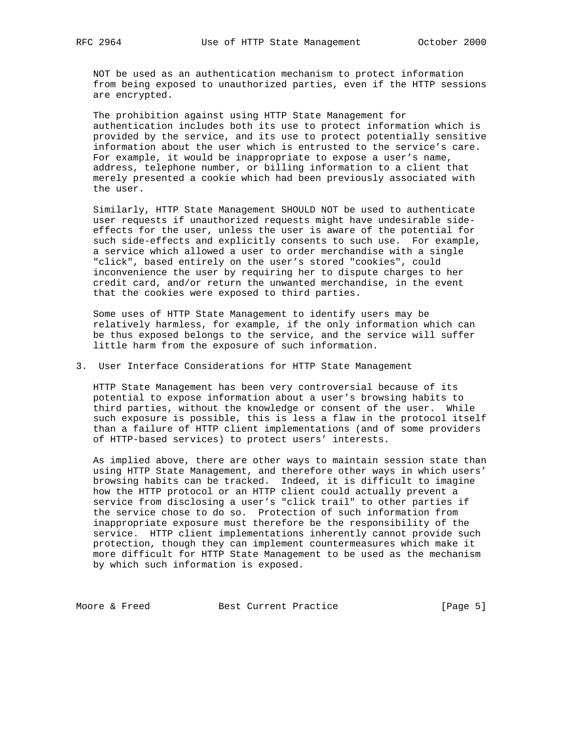NOT be used as an authentication mechanism to protect information from being exposed to unauthorized parties, even if the HTTP sessions are encrypted.

The prohibition against using HTTP State Management for authentication includes both its use to protect information which is provided by the service, and its use to protect potentially sensitive information about the user which is entrusted to the service's care. For example, it would be inappropriate to expose a user's name, address, telephone number, or billing information to a client that merely presented a cookie which had been previously associated with the user.

Similarly, HTTP State Management SHOULD NOT be used to authenticate user requests if unauthorized requests might have undesirable side-effects for the user, unless the user is aware of the potential for such side-effects and explicitly consents to such use. For example, a service which allowed a user to order merchandise with a single "click", based entirely on the user's stored "cookies", could inconvenience the user by requiring her to dispute charges to her credit card, and/or return the unwanted merchandise, in the event that the cookies were exposed to third parties.

Some uses of HTTP State Management to identify users may be relatively harmless, for example, if the only information which can be thus exposed belongs to the service, and the service will suffer little harm from the exposure of such information.

## 3. User Interface Considerations for HTTP State Management

HTTP State Management has been very controversial because of its potential to expose information about a user's browsing habits to third parties, without the knowledge or consent of the user. While such exposure is possible, this is less a flaw in the protocol itself than a failure of HTTP client implementations (and of some providers of HTTP-based services) to protect users' interests.

As implied above, there are other ways to maintain session state than using HTTP State Management, and therefore other ways in which users' browsing habits can be tracked. Indeed, it is difficult to imagine how the HTTP protocol or an HTTP client could actually prevent a service from disclosing a user's "click trail" to other parties if the service chose to do so. Protection of such information from inappropriate exposure must therefore be the responsibility of the service. HTTP client implementations inherently cannot provide such protection, though they can implement countermeasures which make it more difficult for HTTP State Management to be used as the mechanism by which such information is exposed.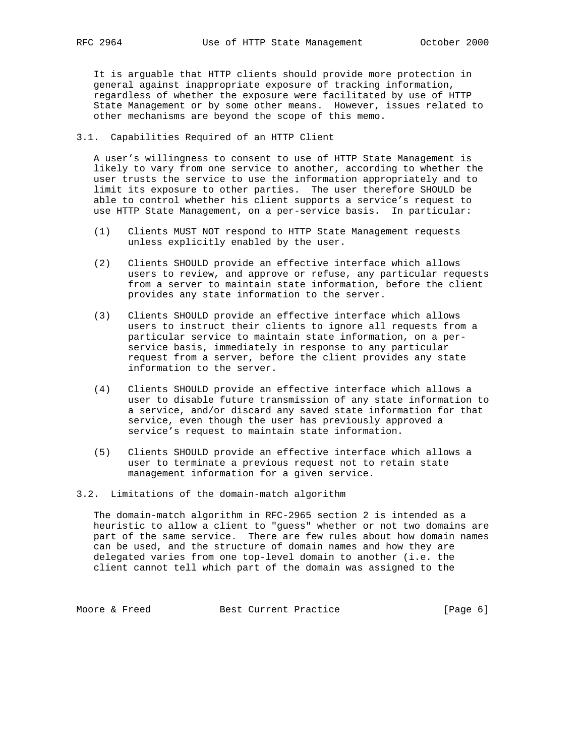It is arguable that HTTP clients should provide more protection in general against inappropriate exposure of tracking information, regardless of whether the exposure were facilitated by use of HTTP State Management or by some other means. However, issues related to other mechanisms are beyond the scope of this memo.

### 3.1. Capabilities Required of an HTTP Client

A user's willingness to consent to use of HTTP State Management is likely to vary from one service to another, according to whether the user trusts the service to use the information appropriately and to limit its exposure to other parties. The user therefore SHOULD be able to control whether his client supports a service's request to use HTTP State Management, on a per-service basis. In particular:

(1) Clients MUST NOT respond to HTTP State Management requests unless explicitly enabled by the user.

(2) Clients SHOULD provide an effective interface which allows users to review, and approve or refuse, any particular requests from a server to maintain state information, before the client provides any state information to the server.

(3) Clients SHOULD provide an effective interface which allows users to instruct their clients to ignore all requests from a particular service to maintain state information, on a per-service basis, immediately in response to any particular request from a server, before the client provides any state information to the server.

(4) Clients SHOULD provide an effective interface which allows a user to disable future transmission of any state information to a service, and/or discard any saved state information for that service, even though the user has previously approved a service's request to maintain state information.

(5) Clients SHOULD provide an effective interface which allows a user to terminate a previous request not to retain state management information for a given service.

### 3.2. Limitations of the domain-match algorithm

The domain-match algorithm in RFC-2965 section 2 is intended as a heuristic to allow a client to "guess" whether or not two domains are part of the same service. There are few rules about how domain names can be used, and the structure of domain names and how they are delegated varies from one top-level domain to another (i.e. the client cannot tell which part of the domain was assigned to the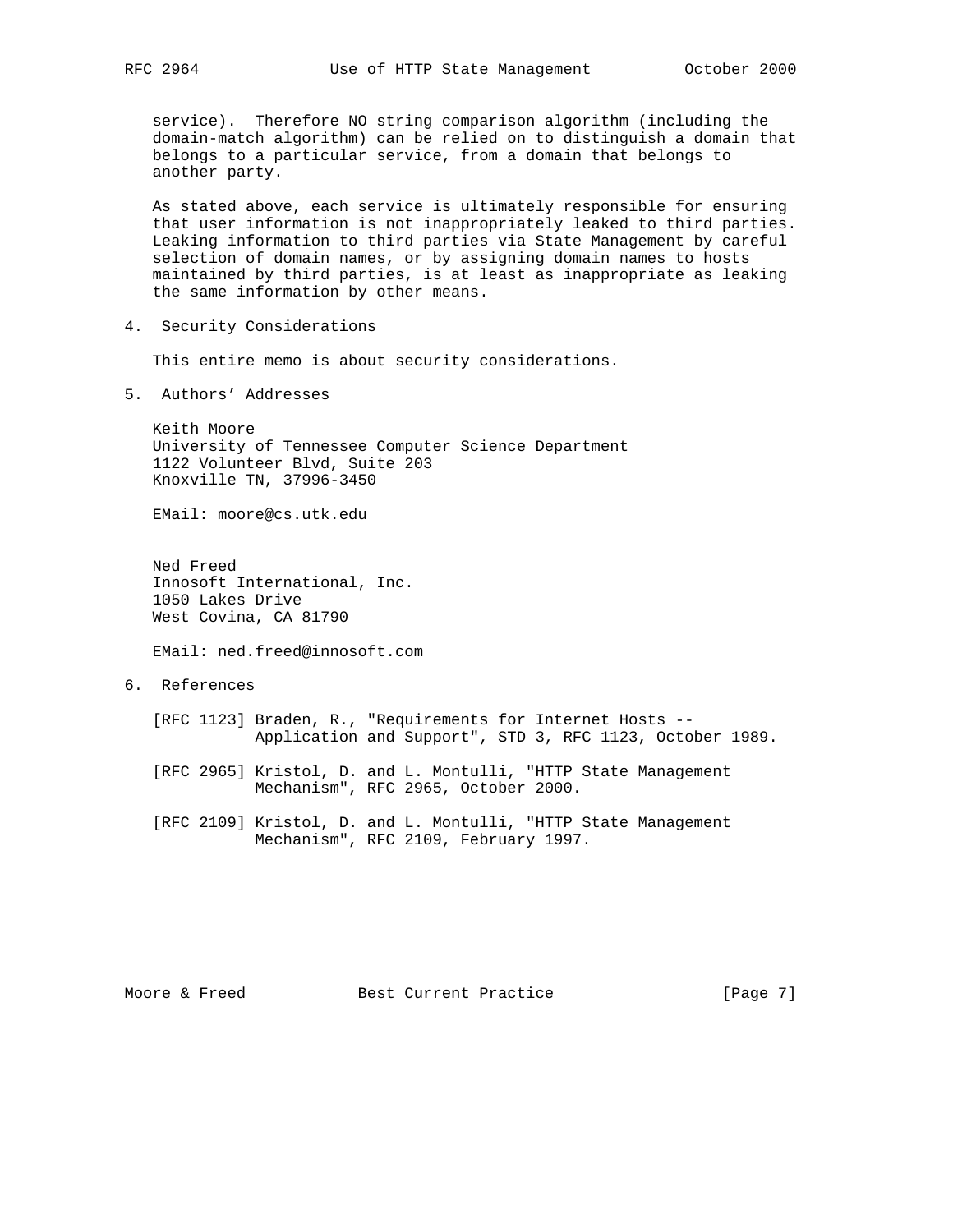service).  Therefore NO string comparison algorithm (including the domain-match algorithm) can be relied on to distinguish a domain that belongs to a particular service, from a domain that belongs to another party.

As stated above, each service is ultimately responsible for ensuring that user information is not inappropriately leaked to third parties. Leaking information to third parties via State Management by careful selection of domain names, or by assigning domain names to hosts maintained by third parties, is at least as inappropriate as leaking the same information by other means.

## 4. Security Considerations

This entire memo is about security considerations.

## 5. Authors' Addresses

Keith Moore
University of Tennessee Computer Science Department
1122 Volunteer Blvd, Suite 203
Knoxville TN, 37996-3450

EMail: moore@cs.utk.edu

Ned Freed
Innosoft International, Inc.
1050 Lakes Drive
West Covina, CA 81790

EMail: ned.freed@innosoft.com

## 6. References

[RFC 1123] Braden, R., "Requirements for Internet Hosts -- Application and Support", STD 3, RFC 1123, October 1989.

[RFC 2965] Kristol, D. and L. Montulli, "HTTP State Management Mechanism", RFC 2965, October 2000.

[RFC 2109] Kristol, D. and L. Montulli, "HTTP State Management Mechanism", RFC 2109, February 1997.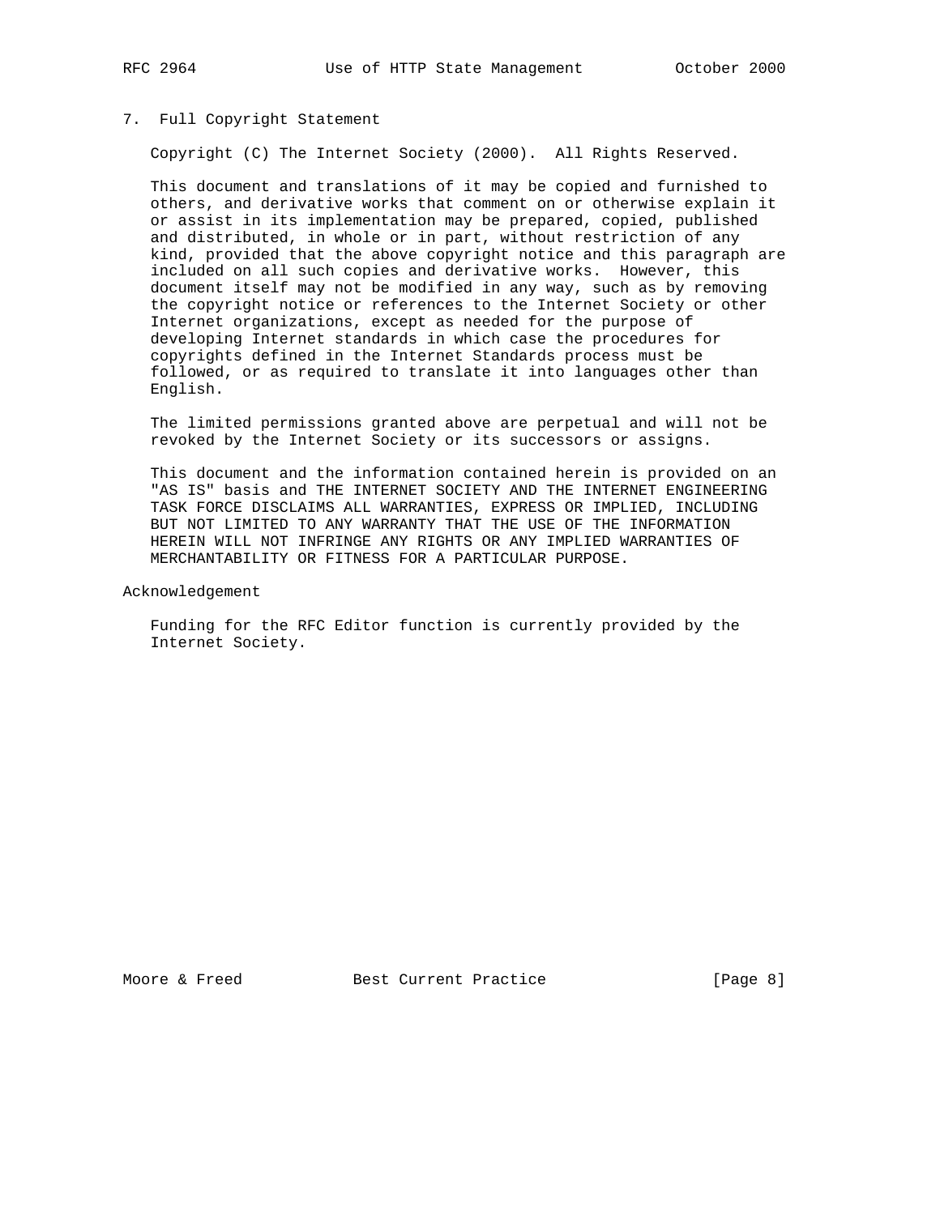## 7. Full Copyright Statement

Copyright (C) The Internet Society (2000). All Rights Reserved.

This document and translations of it may be copied and furnished to others, and derivative works that comment on or otherwise explain it or assist in its implementation may be prepared, copied, published and distributed, in whole or in part, without restriction of any kind, provided that the above copyright notice and this paragraph are included on all such copies and derivative works. However, this document itself may not be modified in any way, such as by removing the copyright notice or references to the Internet Society or other Internet organizations, except as needed for the purpose of developing Internet standards in which case the procedures for copyrights defined in the Internet Standards process must be followed, or as required to translate it into languages other than English.

The limited permissions granted above are perpetual and will not be revoked by the Internet Society or its successors or assigns.

This document and the information contained herein is provided on an "AS IS" basis and THE INTERNET SOCIETY AND THE INTERNET ENGINEERING TASK FORCE DISCLAIMS ALL WARRANTIES, EXPRESS OR IMPLIED, INCLUDING BUT NOT LIMITED TO ANY WARRANTY THAT THE USE OF THE INFORMATION HEREIN WILL NOT INFRINGE ANY RIGHTS OR ANY IMPLIED WARRANTIES OF MERCHANTABILITY OR FITNESS FOR A PARTICULAR PURPOSE.

## Acknowledgement

Funding for the RFC Editor function is currently provided by the Internet Society.